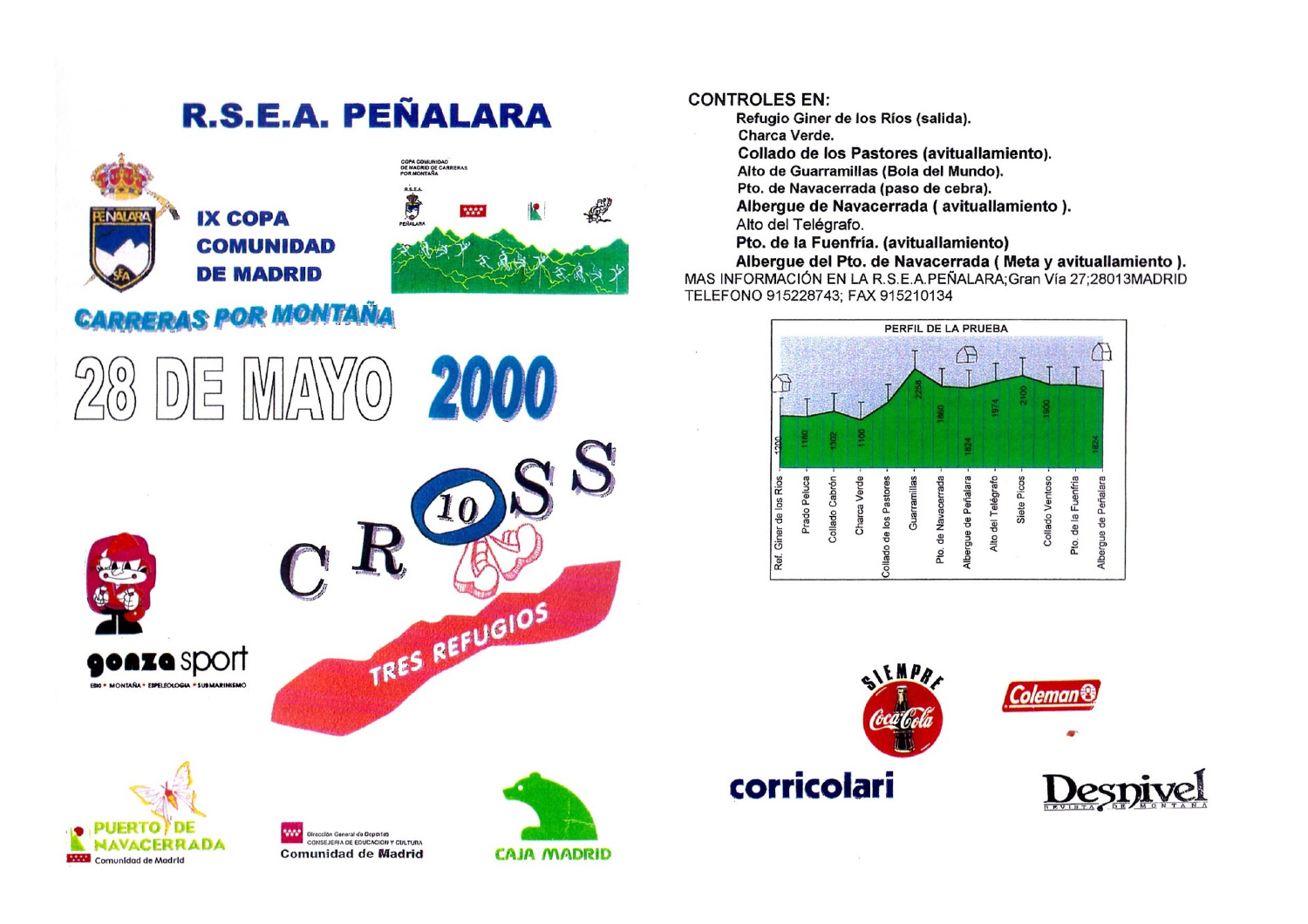# R.S.E.A. PEÑALARA

## IX COPA COMUNIDAD DE MADRID

COPA COMUNIDAD DE MADRID DE CARRERAS POR MONTAÑA

R.S.E.A.

PEÑALARA

## CARRERAS POR MONTAÑA

# 28 DE MAYO 2000

# CROSS 10

## TRES REFUGIOS

gonza sport

ESQUÍ • MONTAÑA • ESPELEOLOGÍA • SUBMARINISMO

PUERTO DE NAVACERRADA

Comunidad de Madrid

Dirección General de Deportes
CONSEJERÍA DE EDUCACIÓN Y CULTURA
Comunidad de Madrid

CAJA MADRID

**CONTROLES EN:**

- **Refugio Giner de los Ríos (salida).**
- **Charca Verde.**
- **Collado de los Pastores (avituallamiento).**
- **Alto de Guarramillas (Bola del Mundo).**
- **Pto. de Navacerrada (paso de cebra).**
- **Albergue de Navacerrada ( avituallamiento ).**
- Alto del Telégrafo.
- **Pto. de la Fuenfría. (avituallamiento)**
- **Albergue del Pto. de Navacerrada ( Meta y avituallamiento ).**

MAS INFORMACIÓN EN LA R.S.E.A.PEÑALARA;Gran Vía 27;28013MADRID
TELEFONO 915228743; FAX 915210134

**PERFIL DE LA PRUEBA**

| Punto | Altitud |
|---|---|
| Ref. Giner de los Ríos | 1200 |
| Prado Peluca | 1180 |
| Collado Cabrón | 1302 |
| Charca Verde | 1100 |
| Collado de los Pastores | |
| Guarramillas | 2258 |
| Pto. de Navacerrada | 1860 |
| Albergue de Peñalara | 1824 |
| Alto del Telégrafo | 1974 |
| Siete Picos | 2100 |
| Collado Ventoso | 1900 |
| Pto. de la Fuenfría | |
| Albergue de Peñalara | 1824 |

SIEMPRE Coca-Cola

Coleman

corricolari

Desnivel
REVISTA DE MONTAÑA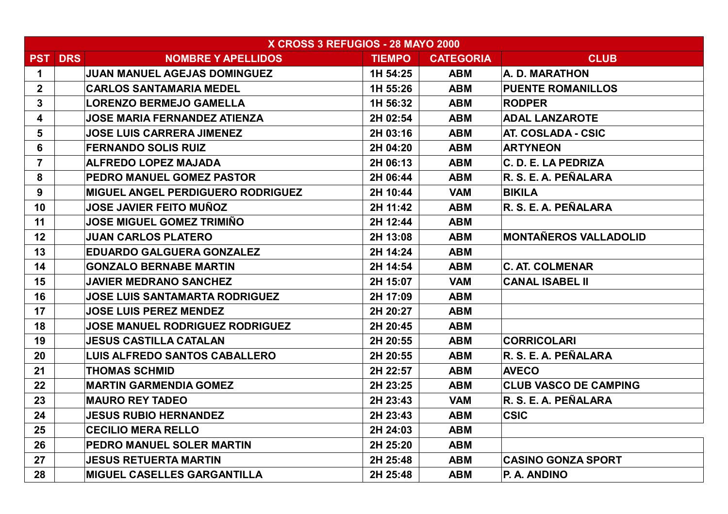| X CROSS 3 REFUGIOS - 28 MAYO 2000 | | | | | |
|---|---|---|---|---|---|
| **PST** | **DRS** | **NOMBRE Y APELLIDOS** | **TIEMPO** | **CATEGORIA** | **CLUB** |
| 1 | | JUAN MANUEL AGEJAS DOMINGUEZ | 1H 54:25 | ABM | A. D. MARATHON |
| 2 | | CARLOS SANTAMARIA MEDEL | 1H 55:26 | ABM | PUENTE ROMANILLOS |
| 3 | | LORENZO BERMEJO GAMELLA | 1H 56:32 | ABM | RODPER |
| 4 | | JOSE MARIA FERNANDEZ ATIENZA | 2H 02:54 | ABM | ADAL LANZAROTE |
| 5 | | JOSE LUIS CARRERA JIMENEZ | 2H 03:16 | ABM | AT. COSLADA - CSIC |
| 6 | | FERNANDO SOLIS RUIZ | 2H 04:20 | ABM | ARTYNEON |
| 7 | | ALFREDO LOPEZ MAJADA | 2H 06:13 | ABM | C. D. E. LA PEDRIZA |
| 8 | | PEDRO MANUEL GOMEZ PASTOR | 2H 06:44 | ABM | R. S. E. A. PEÑALARA |
| 9 | | MIGUEL ANGEL PERDIGUERO RODRIGUEZ | 2H 10:44 | VAM | BIKILA |
| 10 | | JOSE JAVIER FEITO MUÑOZ | 2H 11:42 | ABM | R. S. E. A. PEÑALARA |
| 11 | | JOSE MIGUEL GOMEZ TRIMIÑO | 2H 12:44 | ABM | |
| 12 | | JUAN CARLOS PLATERO | 2H 13:08 | ABM | MONTAÑEROS VALLADOLID |
| 13 | | EDUARDO GALGUERA GONZALEZ | 2H 14:24 | ABM | |
| 14 | | GONZALO BERNABE MARTIN | 2H 14:54 | ABM | C. AT. COLMENAR |
| 15 | | JAVIER MEDRANO SANCHEZ | 2H 15:07 | VAM | CANAL ISABEL II |
| 16 | | JOSE LUIS SANTAMARTA RODRIGUEZ | 2H 17:09 | ABM | |
| 17 | | JOSE LUIS PEREZ MENDEZ | 2H 20:27 | ABM | |
| 18 | | JOSE MANUEL RODRIGUEZ RODRIGUEZ | 2H 20:45 | ABM | |
| 19 | | JESUS CASTILLA CATALAN | 2H 20:55 | ABM | CORRICOLARI |
| 20 | | LUIS ALFREDO SANTOS CABALLERO | 2H 20:55 | ABM | R. S. E. A. PEÑALARA |
| 21 | | THOMAS SCHMID | 2H 22:57 | ABM | AVECO |
| 22 | | MARTIN GARMENDIA GOMEZ | 2H 23:25 | ABM | CLUB VASCO DE CAMPING |
| 23 | | MAURO REY TADEO | 2H 23:43 | VAM | R. S. E. A. PEÑALARA |
| 24 | | JESUS RUBIO HERNANDEZ | 2H 23:43 | ABM | CSIC |
| 25 | | CECILIO MERA RELLO | 2H 24:03 | ABM | |
| 26 | | PEDRO MANUEL SOLER MARTIN | 2H 25:20 | ABM | |
| 27 | | JESUS RETUERTA MARTIN | 2H 25:48 | ABM | CASINO GONZA SPORT |
| 28 | | MIGUEL CASELLES GARGANTILLA | 2H 25:48 | ABM | P. A. ANDINO |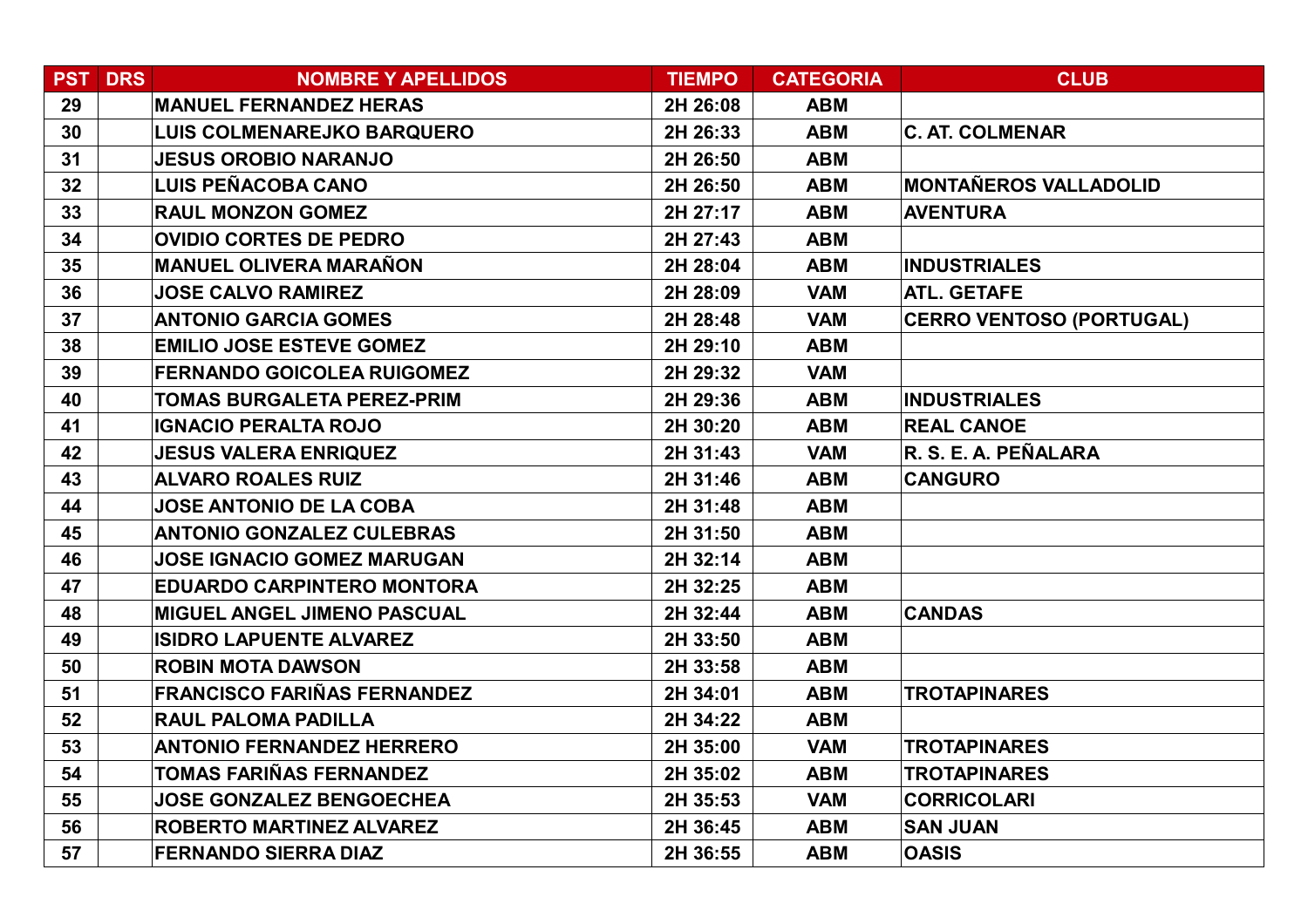| PST | DRS | NOMBRE Y APELLIDOS | TIEMPO | CATEGORIA | CLUB |
|---|---|---|---|---|---|
| 29 | | MANUEL FERNANDEZ HERAS | 2H 26:08 | ABM | |
| 30 | | LUIS COLMENAREJKO BARQUERO | 2H 26:33 | ABM | C. AT. COLMENAR |
| 31 | | JESUS OROBIO NARANJO | 2H 26:50 | ABM | |
| 32 | | LUIS PEÑACOBA CANO | 2H 26:50 | ABM | MONTAÑEROS VALLADOLID |
| 33 | | RAUL MONZON GOMEZ | 2H 27:17 | ABM | AVENTURA |
| 34 | | OVIDIO CORTES DE PEDRO | 2H 27:43 | ABM | |
| 35 | | MANUEL OLIVERA MARAÑON | 2H 28:04 | ABM | INDUSTRIALES |
| 36 | | JOSE CALVO RAMIREZ | 2H 28:09 | VAM | ATL. GETAFE |
| 37 | | ANTONIO GARCIA GOMES | 2H 28:48 | VAM | CERRO VENTOSO (PORTUGAL) |
| 38 | | EMILIO JOSE ESTEVE GOMEZ | 2H 29:10 | ABM | |
| 39 | | FERNANDO GOICOLEA RUIGOMEZ | 2H 29:32 | VAM | |
| 40 | | TOMAS BURGALETA PEREZ-PRIM | 2H 29:36 | ABM | INDUSTRIALES |
| 41 | | IGNACIO PERALTA ROJO | 2H 30:20 | ABM | REAL CANOE |
| 42 | | JESUS VALERA ENRIQUEZ | 2H 31:43 | VAM | R. S. E. A. PEÑALARA |
| 43 | | ALVARO ROALES RUIZ | 2H 31:46 | ABM | CANGURO |
| 44 | | JOSE ANTONIO DE LA COBA | 2H 31:48 | ABM | |
| 45 | | ANTONIO GONZALEZ CULEBRAS | 2H 31:50 | ABM | |
| 46 | | JOSE IGNACIO GOMEZ MARUGAN | 2H 32:14 | ABM | |
| 47 | | EDUARDO CARPINTERO MONTORA | 2H 32:25 | ABM | |
| 48 | | MIGUEL ANGEL JIMENO PASCUAL | 2H 32:44 | ABM | CANDAS |
| 49 | | ISIDRO LAPUENTE ALVAREZ | 2H 33:50 | ABM | |
| 50 | | ROBIN MOTA DAWSON | 2H 33:58 | ABM | |
| 51 | | FRANCISCO FARIÑAS FERNANDEZ | 2H 34:01 | ABM | TROTAPINARES |
| 52 | | RAUL PALOMA PADILLA | 2H 34:22 | ABM | |
| 53 | | ANTONIO FERNANDEZ HERRERO | 2H 35:00 | VAM | TROTAPINARES |
| 54 | | TOMAS FARIÑAS FERNANDEZ | 2H 35:02 | ABM | TROTAPINARES |
| 55 | | JOSE GONZALEZ BENGOECHEA | 2H 35:53 | VAM | CORRICOLARI |
| 56 | | ROBERTO MARTINEZ ALVAREZ | 2H 36:45 | ABM | SAN JUAN |
| 57 | | FERNANDO SIERRA DIAZ | 2H 36:55 | ABM | OASIS |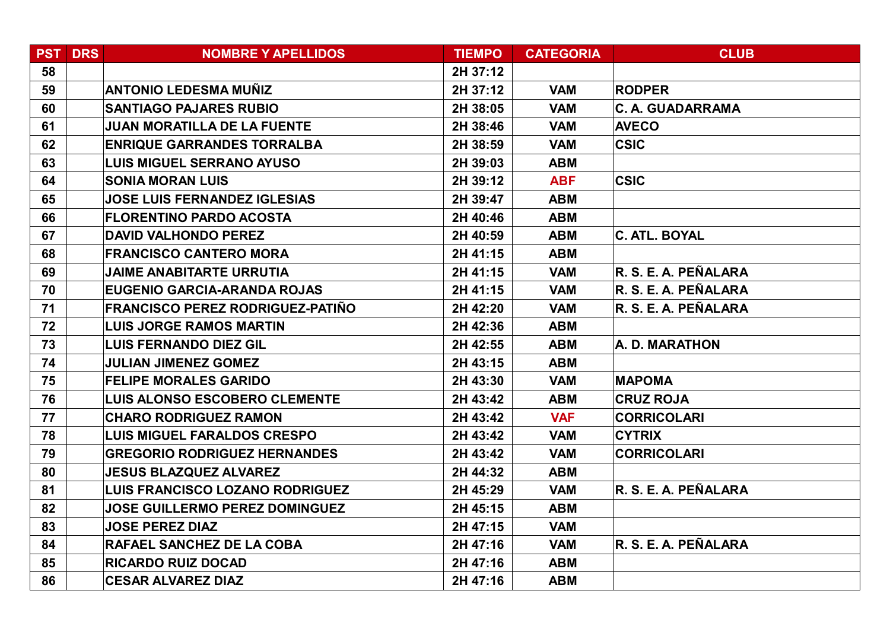| PST | DRS | NOMBRE Y APELLIDOS | TIEMPO | CATEGORIA | CLUB |
|---|---|---|---|---|---|
| 58 | | | 2H 37:12 | | |
| 59 | | ANTONIO LEDESMA MUÑIZ | 2H 37:12 | VAM | RODPER |
| 60 | | SANTIAGO PAJARES RUBIO | 2H 38:05 | VAM | C. A. GUADARRAMA |
| 61 | | JUAN MORATILLA DE LA FUENTE | 2H 38:46 | VAM | AVECO |
| 62 | | ENRIQUE GARRANDES TORRALBA | 2H 38:59 | VAM | CSIC |
| 63 | | LUIS MIGUEL SERRANO AYUSO | 2H 39:03 | ABM | |
| 64 | | SONIA MORAN LUIS | 2H 39:12 | ABF | CSIC |
| 65 | | JOSE LUIS FERNANDEZ IGLESIAS | 2H 39:47 | ABM | |
| 66 | | FLORENTINO PARDO ACOSTA | 2H 40:46 | ABM | |
| 67 | | DAVID VALHONDO PEREZ | 2H 40:59 | ABM | C. ATL. BOYAL |
| 68 | | FRANCISCO CANTERO MORA | 2H 41:15 | ABM | |
| 69 | | JAIME ANABITARTE URRUTIA | 2H 41:15 | VAM | R. S. E. A. PEÑALARA |
| 70 | | EUGENIO GARCIA-ARANDA ROJAS | 2H 41:15 | VAM | R. S. E. A. PEÑALARA |
| 71 | | FRANCISCO PEREZ RODRIGUEZ-PATIÑO | 2H 42:20 | VAM | R. S. E. A. PEÑALARA |
| 72 | | LUIS JORGE RAMOS MARTIN | 2H 42:36 | ABM | |
| 73 | | LUIS FERNANDO DIEZ GIL | 2H 42:55 | ABM | A. D. MARATHON |
| 74 | | JULIAN JIMENEZ GOMEZ | 2H 43:15 | ABM | |
| 75 | | FELIPE MORALES GARIDO | 2H 43:30 | VAM | MAPOMA |
| 76 | | LUIS ALONSO ESCOBERO CLEMENTE | 2H 43:42 | ABM | CRUZ ROJA |
| 77 | | CHARO RODRIGUEZ RAMON | 2H 43:42 | VAF | CORRICOLARI |
| 78 | | LUIS MIGUEL FARALDOS CRESPO | 2H 43:42 | VAM | CYTRIX |
| 79 | | GREGORIO RODRIGUEZ HERNANDES | 2H 43:42 | VAM | CORRICOLARI |
| 80 | | JESUS BLAZQUEZ ALVAREZ | 2H 44:32 | ABM | |
| 81 | | LUIS FRANCISCO LOZANO RODRIGUEZ | 2H 45:29 | VAM | R. S. E. A. PEÑALARA |
| 82 | | JOSE GUILLERMO PEREZ DOMINGUEZ | 2H 45:15 | ABM | |
| 83 | | JOSE PEREZ DIAZ | 2H 47:15 | VAM | |
| 84 | | RAFAEL SANCHEZ DE LA COBA | 2H 47:16 | VAM | R. S. E. A. PEÑALARA |
| 85 | | RICARDO RUIZ DOCAD | 2H 47:16 | ABM | |
| 86 | | CESAR ALVAREZ DIAZ | 2H 47:16 | ABM | |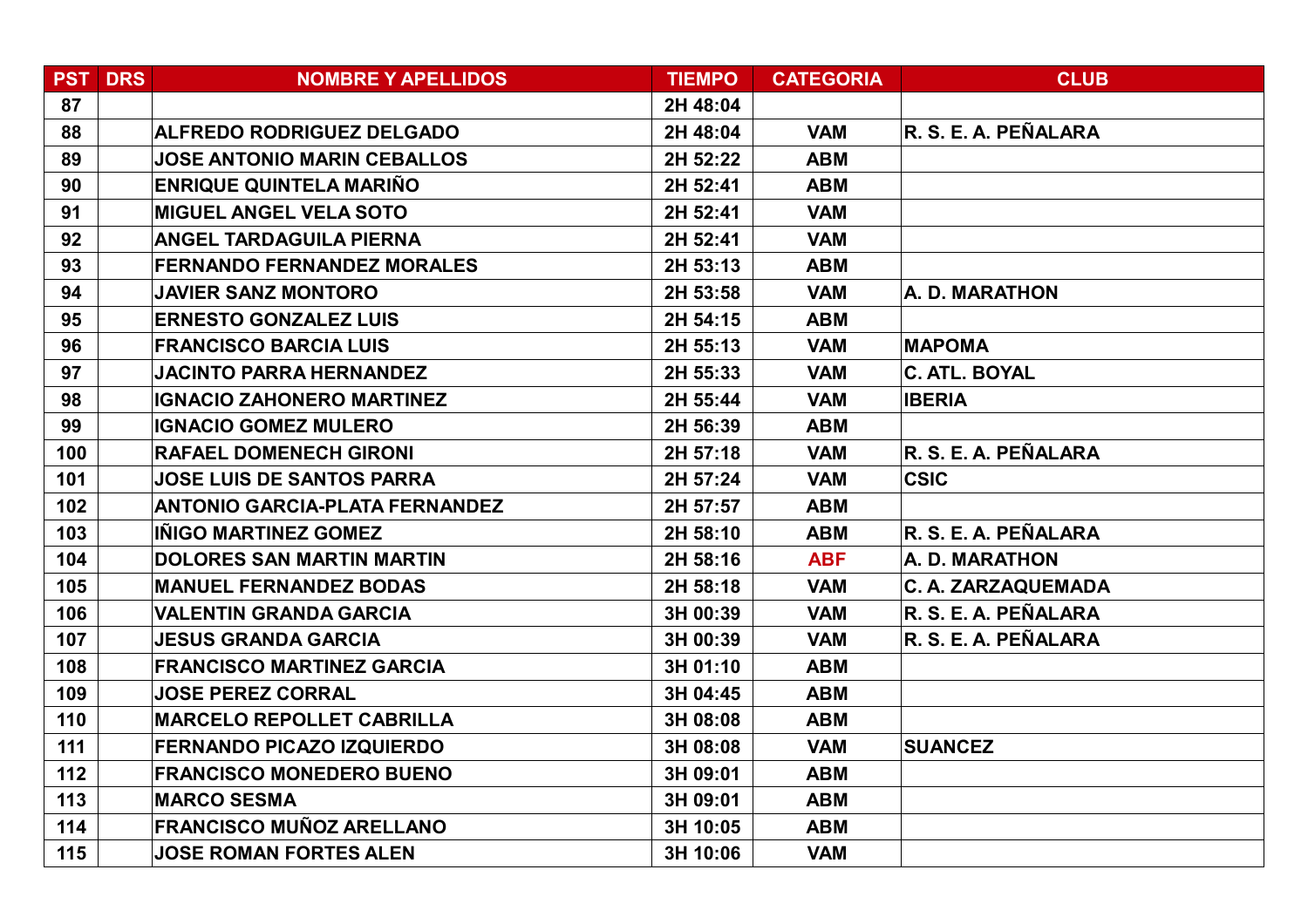| PST | DRS | NOMBRE Y APELLIDOS | TIEMPO | CATEGORIA | CLUB |
|---|---|---|---|---|---|
| 87 | | | 2H 48:04 | | |
| 88 | | ALFREDO RODRIGUEZ DELGADO | 2H 48:04 | VAM | R. S. E. A. PEÑALARA |
| 89 | | JOSE ANTONIO MARIN CEBALLOS | 2H 52:22 | ABM | |
| 90 | | ENRIQUE QUINTELA MARIÑO | 2H 52:41 | ABM | |
| 91 | | MIGUEL ANGEL VELA SOTO | 2H 52:41 | VAM | |
| 92 | | ANGEL TARDAGUILA PIERNA | 2H 52:41 | VAM | |
| 93 | | FERNANDO FERNANDEZ MORALES | 2H 53:13 | ABM | |
| 94 | | JAVIER SANZ MONTORO | 2H 53:58 | VAM | A. D. MARATHON |
| 95 | | ERNESTO GONZALEZ LUIS | 2H 54:15 | ABM | |
| 96 | | FRANCISCO BARCIA LUIS | 2H 55:13 | VAM | MAPOMA |
| 97 | | JACINTO PARRA HERNANDEZ | 2H 55:33 | VAM | C. ATL. BOYAL |
| 98 | | IGNACIO ZAHONERO MARTINEZ | 2H 55:44 | VAM | IBERIA |
| 99 | | IGNACIO GOMEZ MULERO | 2H 56:39 | ABM | |
| 100 | | RAFAEL DOMENECH GIRONI | 2H 57:18 | VAM | R. S. E. A. PEÑALARA |
| 101 | | JOSE LUIS DE SANTOS PARRA | 2H 57:24 | VAM | CSIC |
| 102 | | ANTONIO GARCIA-PLATA FERNANDEZ | 2H 57:57 | ABM | |
| 103 | | IÑIGO MARTINEZ GOMEZ | 2H 58:10 | ABM | R. S. E. A. PEÑALARA |
| 104 | | DOLORES SAN MARTIN MARTIN | 2H 58:16 | ABF | A. D. MARATHON |
| 105 | | MANUEL FERNANDEZ BODAS | 2H 58:18 | VAM | C. A. ZARZAQUEMADA |
| 106 | | VALENTIN GRANDA GARCIA | 3H 00:39 | VAM | R. S. E. A. PEÑALARA |
| 107 | | JESUS GRANDA GARCIA | 3H 00:39 | VAM | R. S. E. A. PEÑALARA |
| 108 | | FRANCISCO MARTINEZ GARCIA | 3H 01:10 | ABM | |
| 109 | | JOSE PEREZ CORRAL | 3H 04:45 | ABM | |
| 110 | | MARCELO REPOLLET CABRILLA | 3H 08:08 | ABM | |
| 111 | | FERNANDO PICAZO IZQUIERDO | 3H 08:08 | VAM | SUANCEZ |
| 112 | | FRANCISCO MONEDERO BUENO | 3H 09:01 | ABM | |
| 113 | | MARCO SESMA | 3H 09:01 | ABM | |
| 114 | | FRANCISCO MUÑOZ ARELLANO | 3H 10:05 | ABM | |
| 115 | | JOSE ROMAN FORTES ALEN | 3H 10:06 | VAM | |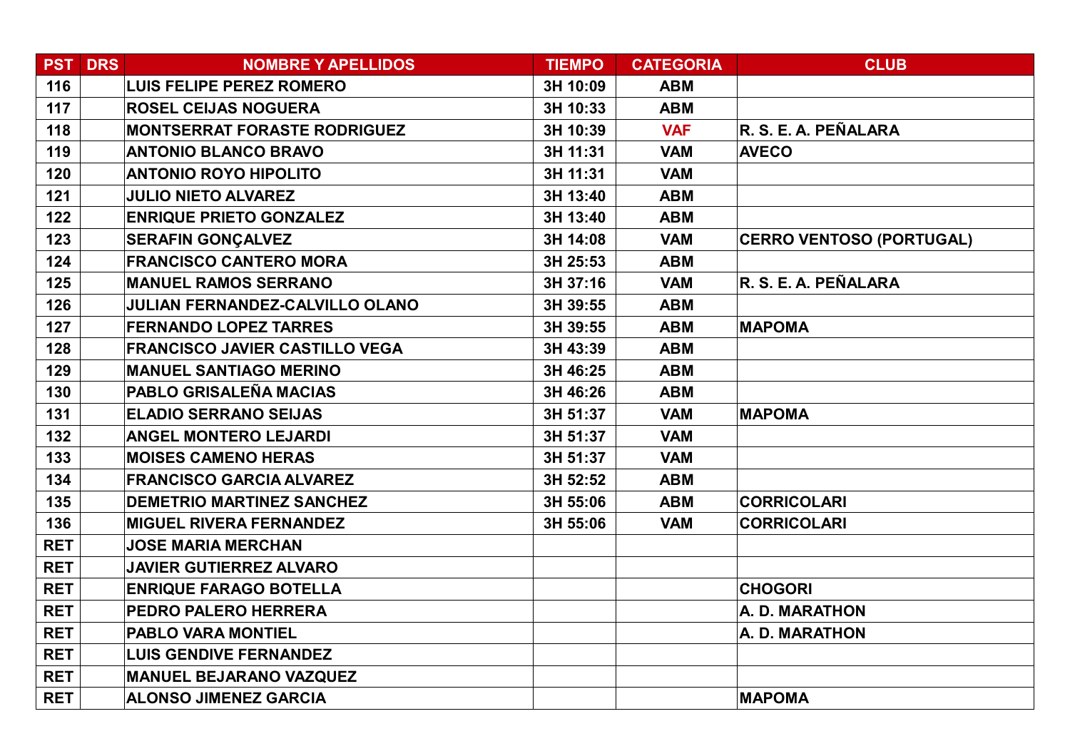| PST | DRS | NOMBRE Y APELLIDOS | TIEMPO | CATEGORIA | CLUB |
|---|---|---|---|---|---|
| 116 | | LUIS FELIPE PEREZ ROMERO | 3H 10:09 | ABM | |
| 117 | | ROSEL CEIJAS NOGUERA | 3H 10:33 | ABM | |
| 118 | | MONTSERRAT FORASTE RODRIGUEZ | 3H 10:39 | VAF | R. S. E. A. PEÑALARA |
| 119 | | ANTONIO BLANCO BRAVO | 3H 11:31 | VAM | AVECO |
| 120 | | ANTONIO ROYO HIPOLITO | 3H 11:31 | VAM | |
| 121 | | JULIO NIETO ALVAREZ | 3H 13:40 | ABM | |
| 122 | | ENRIQUE PRIETO GONZALEZ | 3H 13:40 | ABM | |
| 123 | | SERAFIN GONÇALVEZ | 3H 14:08 | VAM | CERRO VENTOSO (PORTUGAL) |
| 124 | | FRANCISCO CANTERO MORA | 3H 25:53 | ABM | |
| 125 | | MANUEL RAMOS SERRANO | 3H 37:16 | VAM | R. S. E. A. PEÑALARA |
| 126 | | JULIAN FERNANDEZ-CALVILLO OLANO | 3H 39:55 | ABM | |
| 127 | | FERNANDO LOPEZ TARRES | 3H 39:55 | ABM | MAPOMA |
| 128 | | FRANCISCO JAVIER CASTILLO VEGA | 3H 43:39 | ABM | |
| 129 | | MANUEL SANTIAGO MERINO | 3H 46:25 | ABM | |
| 130 | | PABLO GRISALEÑA MACIAS | 3H 46:26 | ABM | |
| 131 | | ELADIO SERRANO SEIJAS | 3H 51:37 | VAM | MAPOMA |
| 132 | | ANGEL MONTERO LEJARDI | 3H 51:37 | VAM | |
| 133 | | MOISES CAMENO HERAS | 3H 51:37 | VAM | |
| 134 | | FRANCISCO GARCIA ALVAREZ | 3H 52:52 | ABM | |
| 135 | | DEMETRIO MARTINEZ SANCHEZ | 3H 55:06 | ABM | CORRICOLARI |
| 136 | | MIGUEL RIVERA FERNANDEZ | 3H 55:06 | VAM | CORRICOLARI |
| RET | | JOSE MARIA MERCHAN | | | |
| RET | | JAVIER GUTIERREZ ALVARO | | | |
| RET | | ENRIQUE FARAGO BOTELLA | | | CHOGORI |
| RET | | PEDRO PALERO HERRERA | | | A. D. MARATHON |
| RET | | PABLO VARA MONTIEL | | | A. D. MARATHON |
| RET | | LUIS GENDIVE FERNANDEZ | | | |
| RET | | MANUEL BEJARANO VAZQUEZ | | | |
| RET | | ALONSO JIMENEZ GARCIA | | | MAPOMA |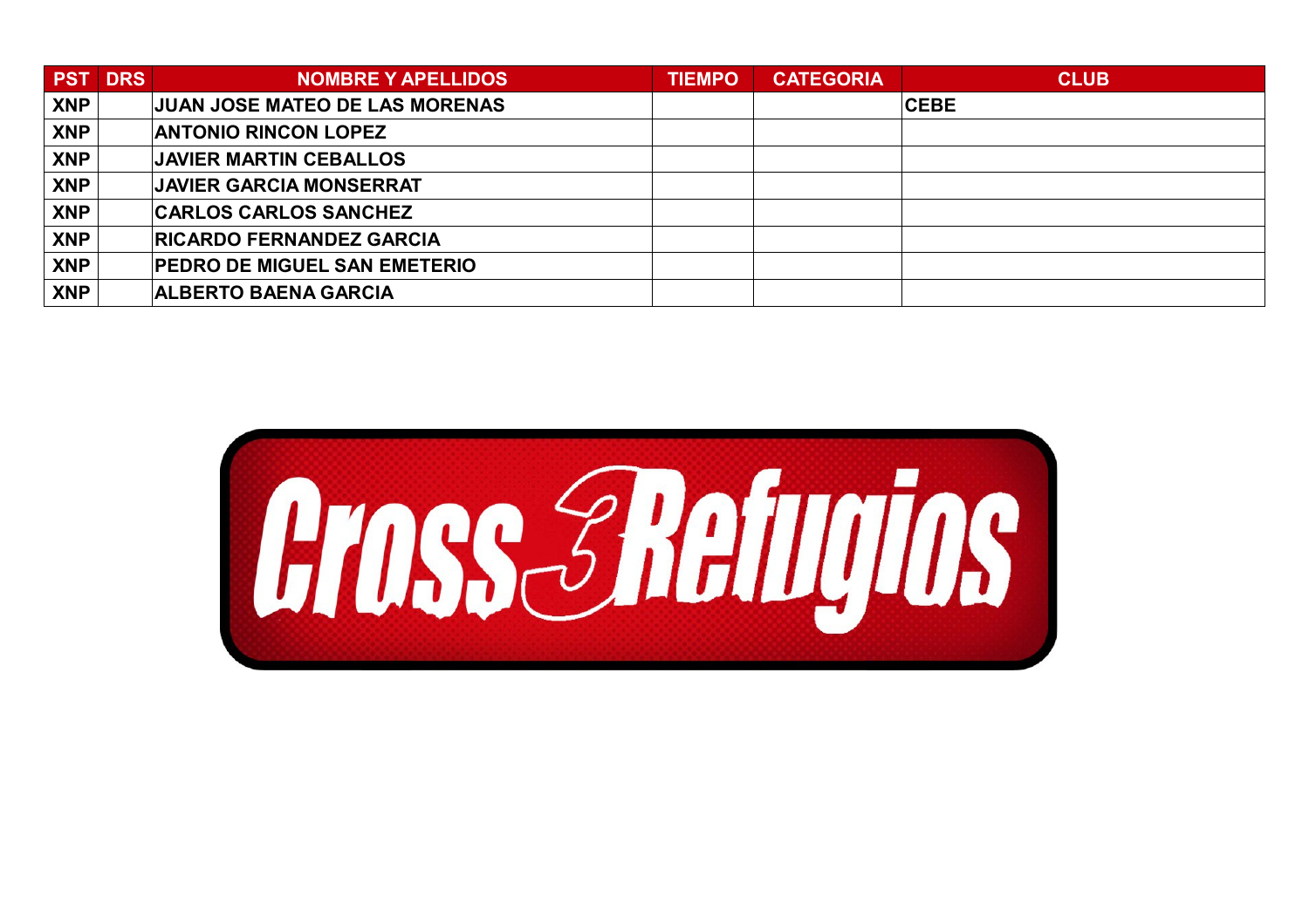| PST | DRS | NOMBRE Y APELLIDOS | TIEMPO | CATEGORIA | CLUB |
|---|---|---|---|---|---|
| XNP | | JUAN JOSE MATEO DE LAS MORENAS | | | CEBE |
| XNP | | ANTONIO RINCON LOPEZ | | | |
| XNP | | JAVIER MARTIN CEBALLOS | | | |
| XNP | | JAVIER GARCIA MONSERRAT | | | |
| XNP | | CARLOS CARLOS SANCHEZ | | | |
| XNP | | RICARDO FERNANDEZ GARCIA | | | |
| XNP | | PEDRO DE MIGUEL SAN EMETERIO | | | |
| XNP | | ALBERTO BAENA GARCIA | | | |

Cross 3 Refugios